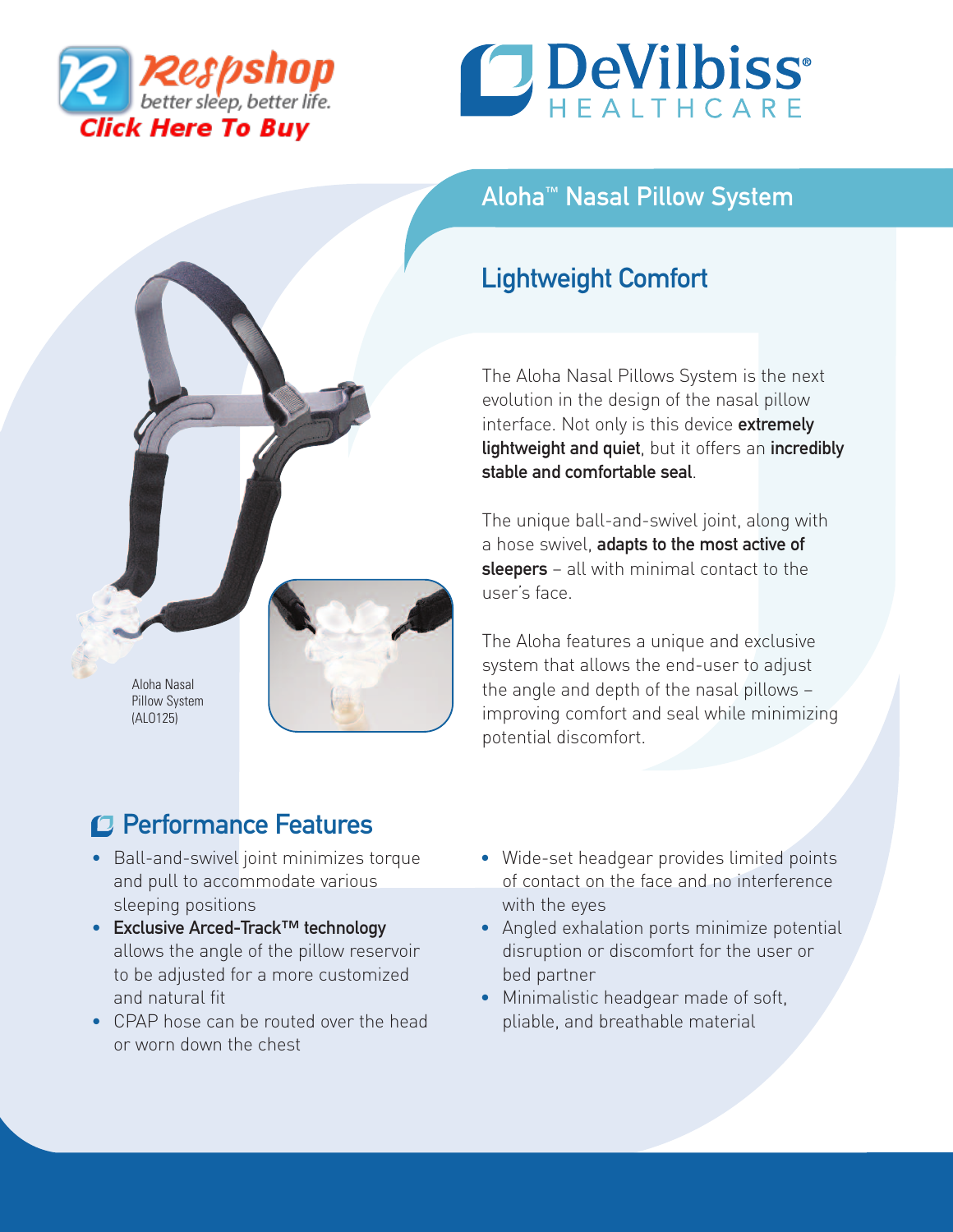Respshop
better sleep, better life.
Click Here To Buy

DeVilbiss HEALTHCARE

# Aloha™ Nasal Pillow System

## Lightweight Comfort

The Aloha Nasal Pillows System is the next evolution in the design of the nasal pillow interface. Not only is this device **extremely lightweight and quiet**, but it offers an **incredibly stable and comfortable seal**.

The unique ball-and-swivel joint, along with a hose swivel, **adapts to the most active of sleepers** – all with minimal contact to the user's face.

The Aloha features a unique and exclusive system that allows the end-user to adjust the angle and depth of the nasal pillows – improving comfort and seal while minimizing potential discomfort.

Aloha Nasal Pillow System (AL0125)

## Performance Features

- Ball-and-swivel joint minimizes torque and pull to accommodate various sleeping positions
- **Exclusive Arced-Track™ technology** allows the angle of the pillow reservoir to be adjusted for a more customized and natural fit
- CPAP hose can be routed over the head or worn down the chest
- Wide-set headgear provides limited points of contact on the face and no interference with the eyes
- Angled exhalation ports minimize potential disruption or discomfort for the user or bed partner
- Minimalistic headgear made of soft, pliable, and breathable material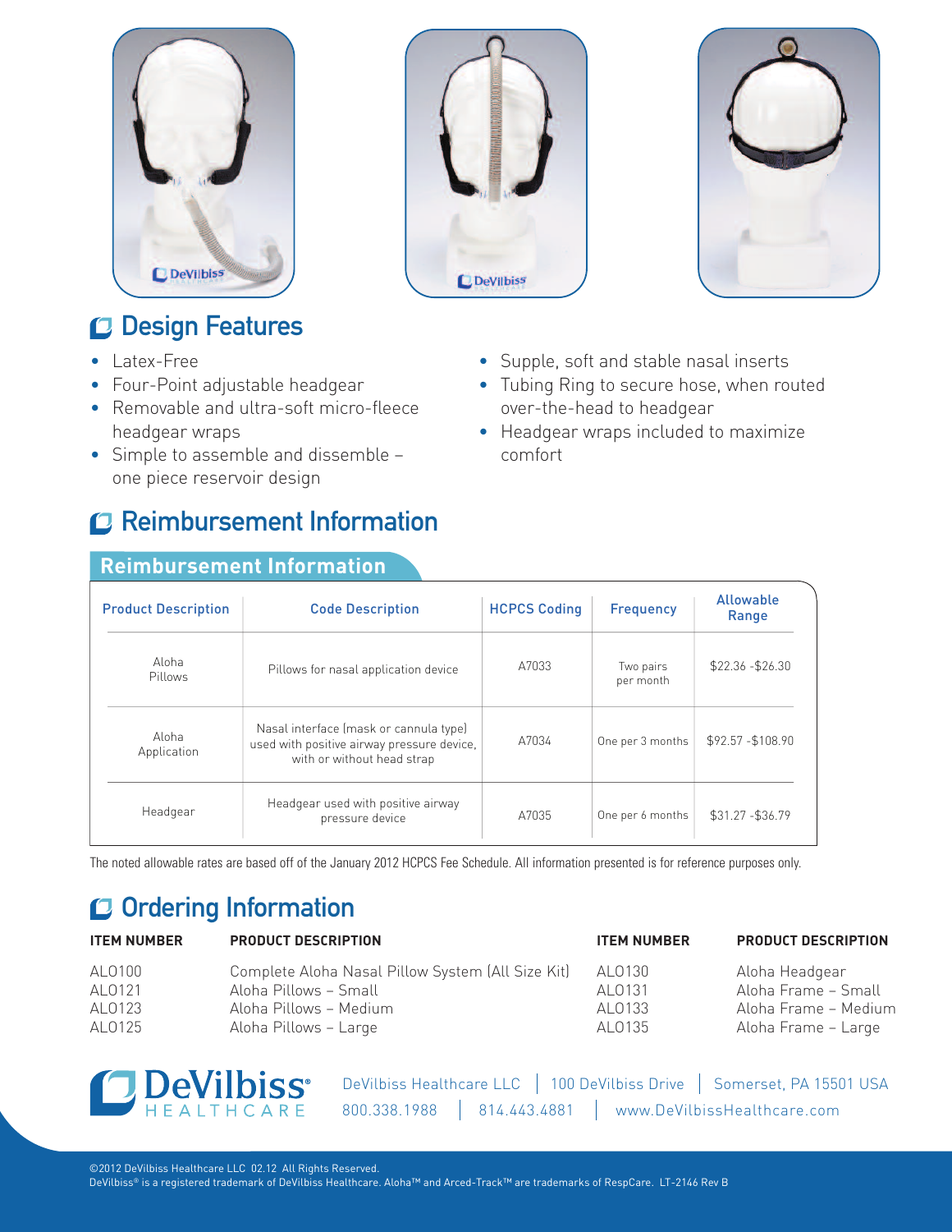## Design Features

- Latex-Free
- Four-Point adjustable headgear
- Removable and ultra-soft micro-fleece headgear wraps
- Simple to assemble and dissemble – one piece reservoir design
- Supple, soft and stable nasal inserts
- Tubing Ring to secure hose, when routed over-the-head to headgear
- Headgear wraps included to maximize comfort

## Reimbursement Information

**Reimbursement Information**

| Product Description | Code Description | HCPCS Coding | Frequency | Allowable Range |
|---|---|---|---|---|
| Aloha Pillows | Pillows for nasal application device | A7033 | Two pairs per month | $22.36 -$26.30 |
| Aloha Application | Nasal interface (mask or cannula type) used with positive airway pressure device, with or without head strap | A7034 | One per 3 months | $92.57 -$108.90 |
| Headgear | Headgear used with positive airway pressure device | A7035 | One per 6 months | $31.27 -$36.79 |

The noted allowable rates are based off of the January 2012 HCPCS Fee Schedule. All information presented is for reference purposes only.

## Ordering Information

| ITEM NUMBER | PRODUCT DESCRIPTION |
|---|---|
| ALO100 | Complete Aloha Nasal Pillow System (All Size Kit) |
| ALO121 | Aloha Pillows – Small |
| ALO123 | Aloha Pillows – Medium |
| ALO125 | Aloha Pillows – Large |

| ITEM NUMBER | PRODUCT DESCRIPTION |
|---|---|
| ALO130 | Aloha Headgear |
| ALO131 | Aloha Frame – Small |
| ALO133 | Aloha Frame – Medium |
| ALO135 | Aloha Frame – Large |

DeVilbiss HEALTHCARE

DeVilbiss Healthcare LLC | 100 DeVilbiss Drive | Somerset, PA 15501 USA
800.338.1988 | 814.443.4881 | www.DeVilbissHealthcare.com

©2012 DeVilbiss Healthcare LLC 02.12 All Rights Reserved.
DeVilbiss® is a registered trademark of DeVilbiss Healthcare. Aloha™ and Arced-Track™ are trademarks of RespCare. LT-2146 Rev B